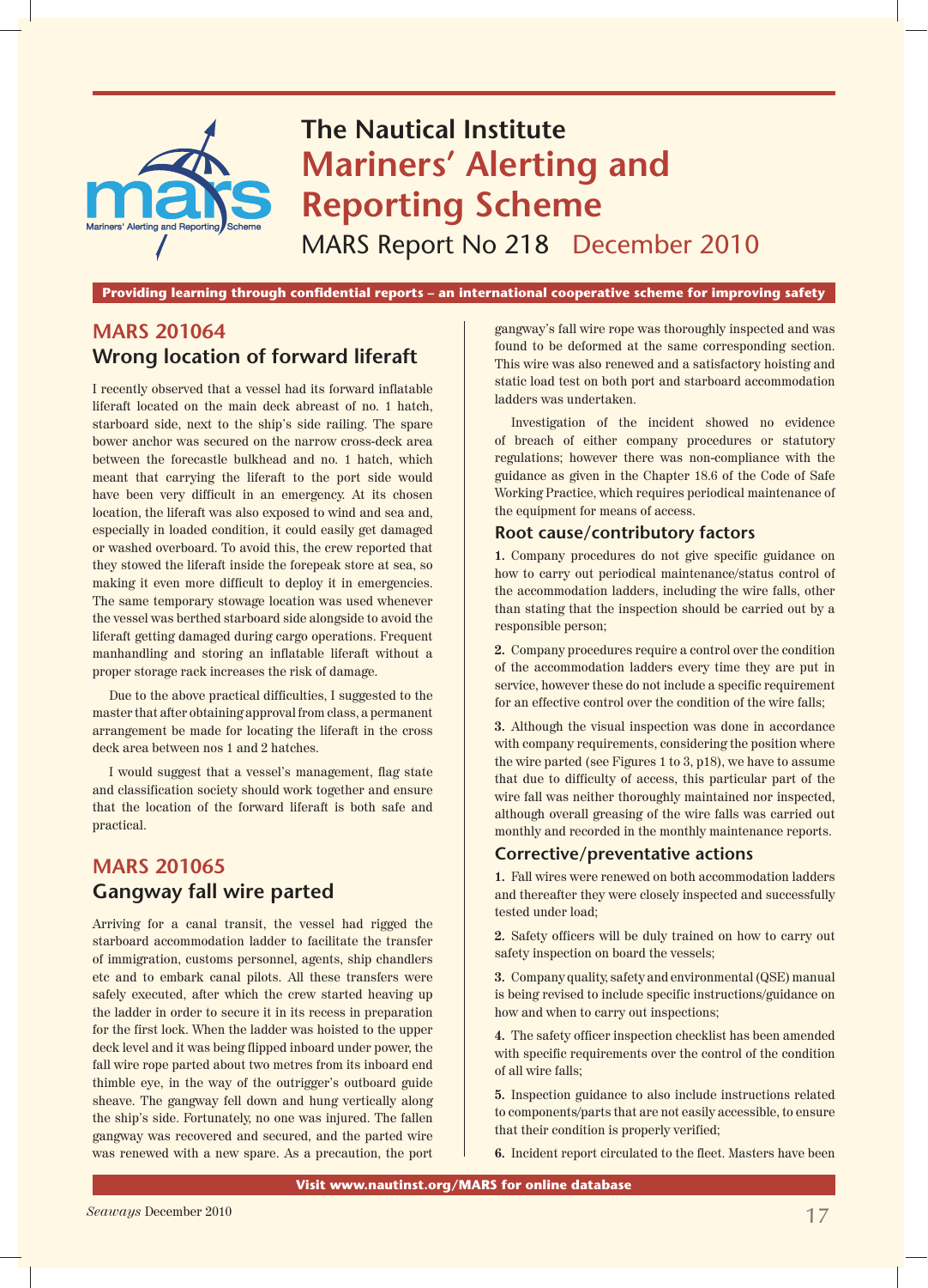# The Nautical Institute
# Mariners' Alerting and Reporting Scheme

MARS Report No 218 December 2010

**Providing learning through confidential reports – an international cooperative scheme for improving safety**

## MARS 201064
## Wrong location of forward liferaft

I recently observed that a vessel had its forward inflatable liferaft located on the main deck abreast of no. 1 hatch, starboard side, next to the ship's side railing. The spare bower anchor was secured on the narrow cross-deck area between the forecastle bulkhead and no. 1 hatch, which meant that carrying the liferaft to the port side would have been very difficult in an emergency. At its chosen location, the liferaft was also exposed to wind and sea and, especially in loaded condition, it could easily get damaged or washed overboard. To avoid this, the crew reported that they stowed the liferaft inside the forepeak store at sea, so making it even more difficult to deploy it in emergencies. The same temporary stowage location was used whenever the vessel was berthed starboard side alongside to avoid the liferaft getting damaged during cargo operations. Frequent manhandling and storing an inflatable liferaft without a proper storage rack increases the risk of damage.

Due to the above practical difficulties, I suggested to the master that after obtaining approval from class, a permanent arrangement be made for locating the liferaft in the cross deck area between nos 1 and 2 hatches.

I would suggest that a vessel's management, flag state and classification society should work together and ensure that the location of the forward liferaft is both safe and practical.

## MARS 201065
## Gangway fall wire parted

Arriving for a canal transit, the vessel had rigged the starboard accommodation ladder to facilitate the transfer of immigration, customs personnel, agents, ship chandlers etc and to embark canal pilots. All these transfers were safely executed, after which the crew started heaving up the ladder in order to secure it in its recess in preparation for the first lock. When the ladder was hoisted to the upper deck level and it was being flipped inboard under power, the fall wire rope parted about two metres from its inboard end thimble eye, in the way of the outrigger's outboard guide sheave. The gangway fell down and hung vertically along the ship's side. Fortunately, no one was injured. The fallen gangway was recovered and secured, and the parted wire was renewed with a new spare. As a precaution, the port gangway's fall wire rope was thoroughly inspected and was found to be deformed at the same corresponding section. This wire was also renewed and a satisfactory hoisting and static load test on both port and starboard accommodation ladders was undertaken.

Investigation of the incident showed no evidence of breach of either company procedures or statutory regulations; however there was non-compliance with the guidance as given in the Chapter 18.6 of the Code of Safe Working Practice, which requires periodical maintenance of the equipment for means of access.

### Root cause/contributory factors

**1.** Company procedures do not give specific guidance on how to carry out periodical maintenance/status control of the accommodation ladders, including the wire falls, other than stating that the inspection should be carried out by a responsible person;

**2.** Company procedures require a control over the condition of the accommodation ladders every time they are put in service, however these do not include a specific requirement for an effective control over the condition of the wire falls;

**3.** Although the visual inspection was done in accordance with company requirements, considering the position where the wire parted (see Figures 1 to 3, p18), we have to assume that due to difficulty of access, this particular part of the wire fall was neither thoroughly maintained nor inspected, although overall greasing of the wire falls was carried out monthly and recorded in the monthly maintenance reports.

### Corrective/preventative actions

**1.** Fall wires were renewed on both accommodation ladders and thereafter they were closely inspected and successfully tested under load;

**2.** Safety officers will be duly trained on how to carry out safety inspection on board the vessels;

**3.** Company quality, safety and environmental (QSE) manual is being revised to include specific instructions/guidance on how and when to carry out inspections;

**4.** The safety officer inspection checklist has been amended with specific requirements over the control of the condition of all wire falls;

**5.** Inspection guidance to also include instructions related to components/parts that are not easily accessible, to ensure that their condition is properly verified;

**6.** Incident report circulated to the fleet. Masters have been

**Visit www.nautinst.org/MARS for online database**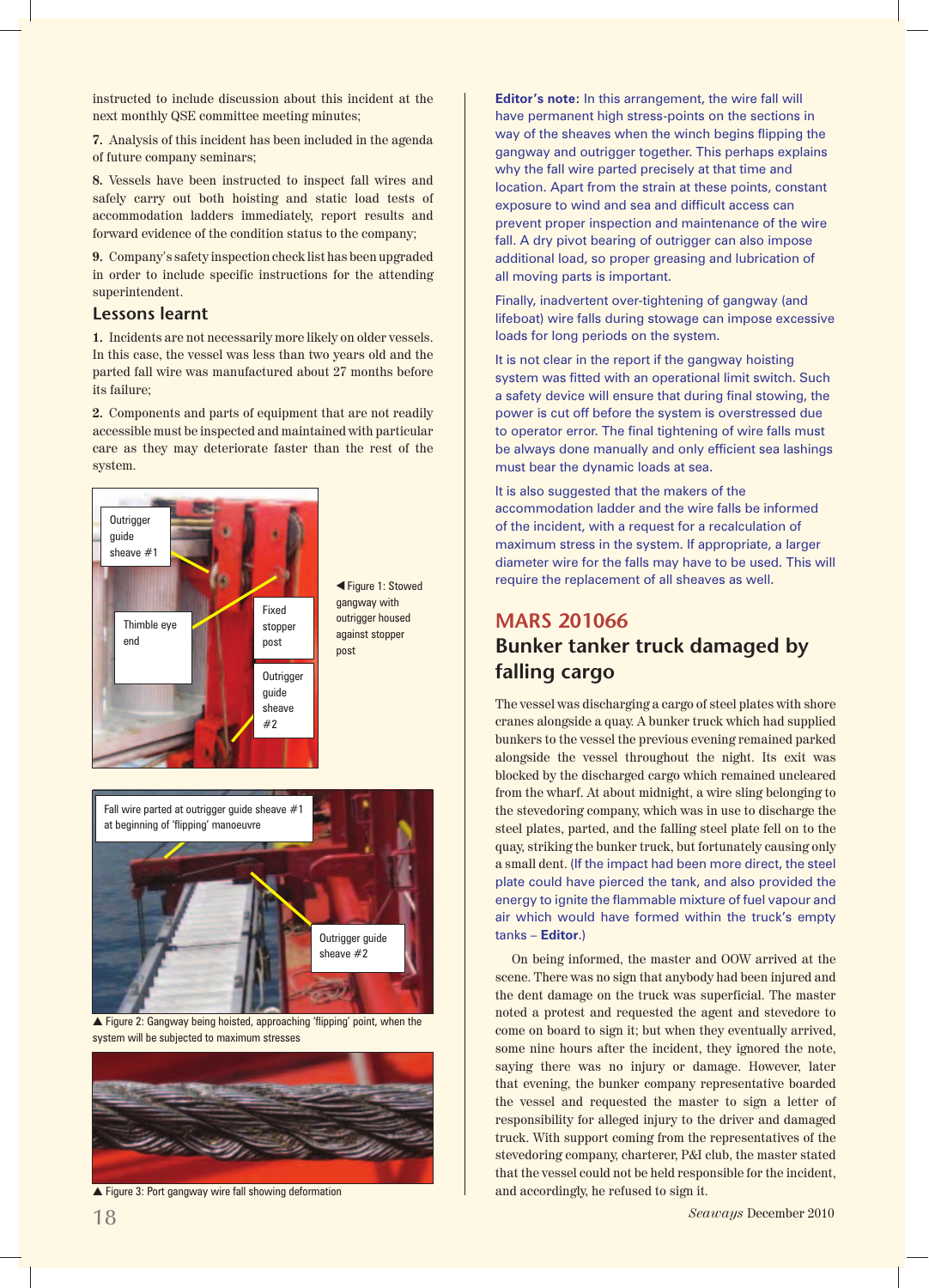instructed to include discussion about this incident at the next monthly QSE committee meeting minutes;

**7.** Analysis of this incident has been included in the agenda of future company seminars;

**8.** Vessels have been instructed to inspect fall wires and safely carry out both hoisting and static load tests of accommodation ladders immediately, report results and forward evidence of the condition status to the company;

**9.** Company's safety inspection check list has been upgraded in order to include specific instructions for the attending superintendent.

### Lessons learnt

**1.** Incidents are not necessarily more likely on older vessels. In this case, the vessel was less than two years old and the parted fall wire was manufactured about 27 months before its failure;

**2.** Components and parts of equipment that are not readily accessible must be inspected and maintained with particular care as they may deteriorate faster than the rest of the system.

◀ Figure 1: Stowed gangway with outrigger housed against stopper post

▲ Figure 2: Gangway being hoisted, approaching 'flipping' point, when the system will be subjected to maximum stresses

▲ Figure 3: Port gangway wire fall showing deformation

**Editor's note:** In this arrangement, the wire fall will have permanent high stress-points on the sections in way of the sheaves when the winch begins flipping the gangway and outrigger together. This perhaps explains why the fall wire parted precisely at that time and location. Apart from the strain at these points, constant exposure to wind and sea and difficult access can prevent proper inspection and maintenance of the wire fall. A dry pivot bearing of outrigger can also impose additional load, so proper greasing and lubrication of all moving parts is important.

Finally, inadvertent over-tightening of gangway (and lifeboat) wire falls during stowage can impose excessive loads for long periods on the system.

It is not clear in the report if the gangway hoisting system was fitted with an operational limit switch. Such a safety device will ensure that during final stowing, the power is cut off before the system is overstressed due to operator error. The final tightening of wire falls must be always done manually and only efficient sea lashings must bear the dynamic loads at sea.

It is also suggested that the makers of the accommodation ladder and the wire falls be informed of the incident, with a request for a recalculation of maximum stress in the system. If appropriate, a larger diameter wire for the falls may have to be used. This will require the replacement of all sheaves as well.

## MARS 201066

## Bunker tanker truck damaged by falling cargo

The vessel was discharging a cargo of steel plates with shore cranes alongside a quay. A bunker truck which had supplied bunkers to the vessel the previous evening remained parked alongside the vessel throughout the night. Its exit was blocked by the discharged cargo which remained uncleared from the wharf. At about midnight, a wire sling belonging to the stevedoring company, which was in use to discharge the steel plates, parted, and the falling steel plate fell on to the quay, striking the bunker truck, but fortunately causing only a small dent. (If the impact had been more direct, the steel plate could have pierced the tank, and also provided the energy to ignite the flammable mixture of fuel vapour and air which would have formed within the truck's empty tanks – **Editor**.)

On being informed, the master and OOW arrived at the scene. There was no sign that anybody had been injured and the dent damage on the truck was superficial. The master noted a protest and requested the agent and stevedore to come on board to sign it; but when they eventually arrived, some nine hours after the incident, they ignored the note, saying there was no injury or damage. However, later that evening, the bunker company representative boarded the vessel and requested the master to sign a letter of responsibility for alleged injury to the driver and damaged truck. With support coming from the representatives of the stevedoring company, charterer, P&I club, the master stated that the vessel could not be held responsible for the incident, and accordingly, he refused to sign it.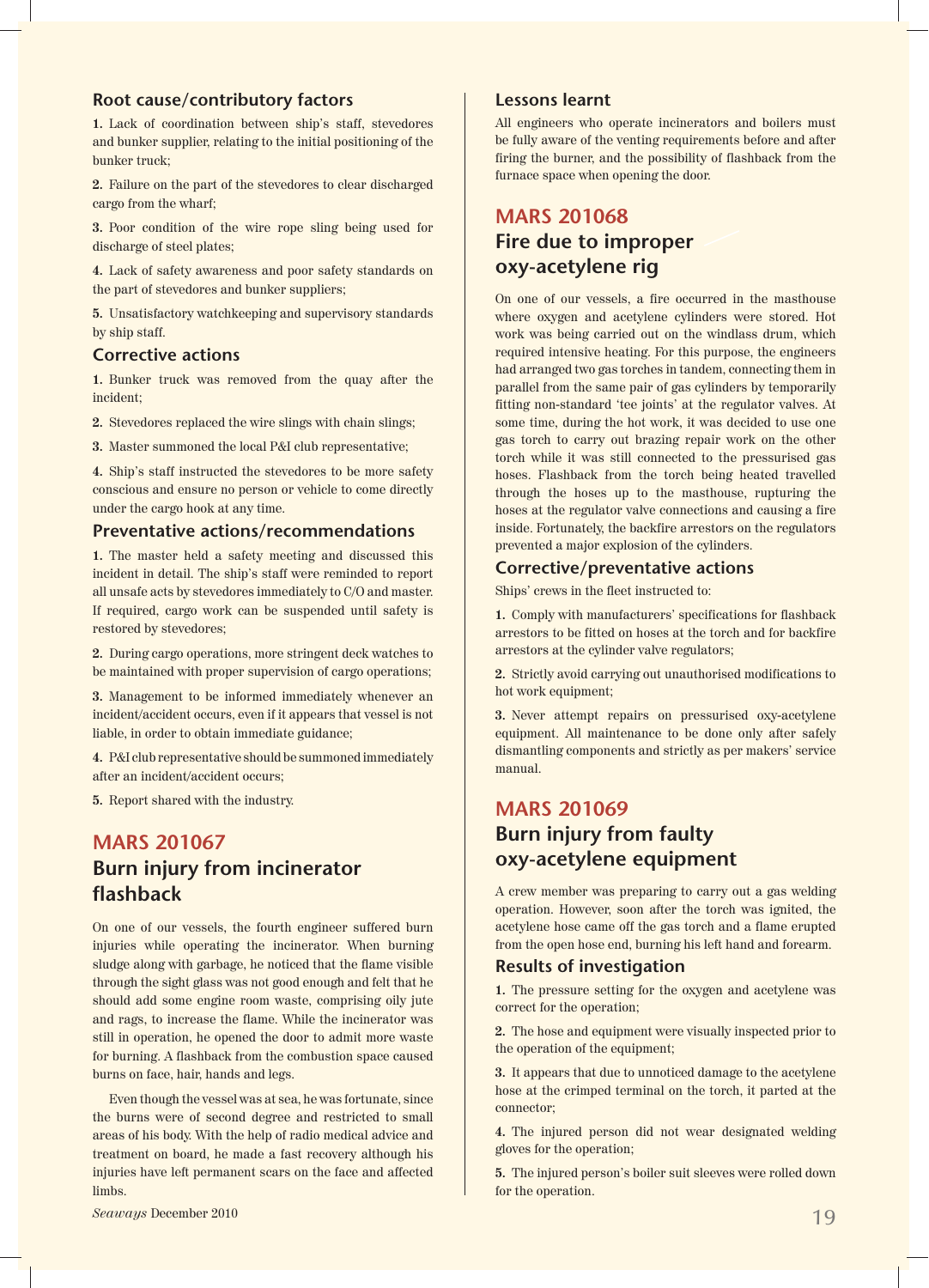### Root cause/contributory factors

**1.** Lack of coordination between ship's staff, stevedores and bunker supplier, relating to the initial positioning of the bunker truck;

**2.** Failure on the part of the stevedores to clear discharged cargo from the wharf;

**3.** Poor condition of the wire rope sling being used for discharge of steel plates;

**4.** Lack of safety awareness and poor safety standards on the part of stevedores and bunker suppliers;

**5.** Unsatisfactory watchkeeping and supervisory standards by ship staff.

### Corrective actions

**1.** Bunker truck was removed from the quay after the incident;

**2.** Stevedores replaced the wire slings with chain slings;

**3.** Master summoned the local P&I club representative;

**4.** Ship's staff instructed the stevedores to be more safety conscious and ensure no person or vehicle to come directly under the cargo hook at any time.

### Preventative actions/recommendations

**1.** The master held a safety meeting and discussed this incident in detail. The ship's staff were reminded to report all unsafe acts by stevedores immediately to C/O and master. If required, cargo work can be suspended until safety is restored by stevedores;

**2.** During cargo operations, more stringent deck watches to be maintained with proper supervision of cargo operations;

**3.** Management to be informed immediately whenever an incident/accident occurs, even if it appears that vessel is not liable, in order to obtain immediate guidance;

**4.** P&I club representative should be summoned immediately after an incident/accident occurs;

**5.** Report shared with the industry.

## MARS 201067

## Burn injury from incinerator flashback

On one of our vessels, the fourth engineer suffered burn injuries while operating the incinerator. When burning sludge along with garbage, he noticed that the flame visible through the sight glass was not good enough and felt that he should add some engine room waste, comprising oily jute and rags, to increase the flame. While the incinerator was still in operation, he opened the door to admit more waste for burning. A flashback from the combustion space caused burns on face, hair, hands and legs.

Even though the vessel was at sea, he was fortunate, since the burns were of second degree and restricted to small areas of his body. With the help of radio medical advice and treatment on board, he made a fast recovery although his injuries have left permanent scars on the face and affected limbs.

### Lessons learnt

All engineers who operate incinerators and boilers must be fully aware of the venting requirements before and after firing the burner, and the possibility of flashback from the furnace space when opening the door.

## MARS 201068

## Fire due to improper oxy-acetylene rig

On one of our vessels, a fire occurred in the masthouse where oxygen and acetylene cylinders were stored. Hot work was being carried out on the windlass drum, which required intensive heating. For this purpose, the engineers had arranged two gas torches in tandem, connecting them in parallel from the same pair of gas cylinders by temporarily fitting non-standard 'tee joints' at the regulator valves. At some time, during the hot work, it was decided to use one gas torch to carry out brazing repair work on the other torch while it was still connected to the pressurised gas hoses. Flashback from the torch being heated travelled through the hoses up to the masthouse, rupturing the hoses at the regulator valve connections and causing a fire inside. Fortunately, the backfire arrestors on the regulators prevented a major explosion of the cylinders.

### Corrective/preventative actions

Ships' crews in the fleet instructed to:

**1.** Comply with manufacturers' specifications for flashback arrestors to be fitted on hoses at the torch and for backfire arrestors at the cylinder valve regulators;

**2.** Strictly avoid carrying out unauthorised modifications to hot work equipment;

**3.** Never attempt repairs on pressurised oxy-acetylene equipment. All maintenance to be done only after safely dismantling components and strictly as per makers' service manual.

## MARS 201069

## Burn injury from faulty oxy-acetylene equipment

A crew member was preparing to carry out a gas welding operation. However, soon after the torch was ignited, the acetylene hose came off the gas torch and a flame erupted from the open hose end, burning his left hand and forearm.

### Results of investigation

**1.** The pressure setting for the oxygen and acetylene was correct for the operation;

**2.** The hose and equipment were visually inspected prior to the operation of the equipment;

**3.** It appears that due to unnoticed damage to the acetylene hose at the crimped terminal on the torch, it parted at the connector;

**4.** The injured person did not wear designated welding gloves for the operation;

**5.** The injured person's boiler suit sleeves were rolled down for the operation.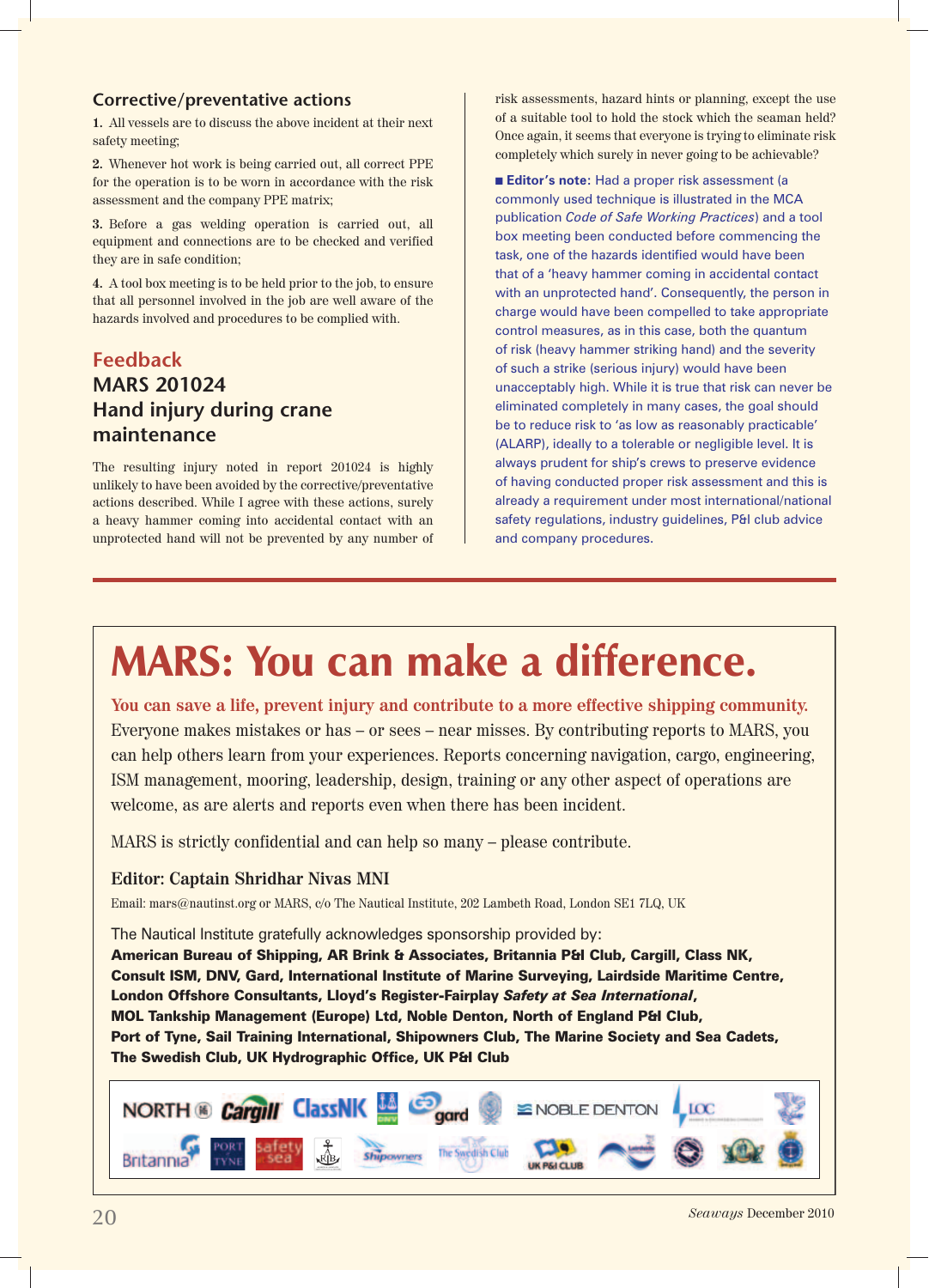### Corrective/preventative actions

1. All vessels are to discuss the above incident at their next safety meeting;

2. Whenever hot work is being carried out, all correct PPE for the operation is to be worn in accordance with the risk assessment and the company PPE matrix;

3. Before a gas welding operation is carried out, all equipment and connections are to be checked and verified they are in safe condition;

4. A tool box meeting is to be held prior to the job, to ensure that all personnel involved in the job are well aware of the hazards involved and procedures to be complied with.

## Feedback

## MARS 201024

## Hand injury during crane maintenance

The resulting injury noted in report 201024 is highly unlikely to have been avoided by the corrective/preventative actions described. While I agree with these actions, surely a heavy hammer coming into accidental contact with an unprotected hand will not be prevented by any number of risk assessments, hazard hints or planning, except the use of a suitable tool to hold the stock which the seaman held? Once again, it seems that everyone is trying to eliminate risk completely which surely in never going to be achievable?

■ **Editor's note:** Had a proper risk assessment (a commonly used technique is illustrated in the MCA publication *Code of Safe Working Practices*) and a tool box meeting been conducted before commencing the task, one of the hazards identified would have been that of a 'heavy hammer coming in accidental contact with an unprotected hand'. Consequently, the person in charge would have been compelled to take appropriate control measures, as in this case, both the quantum of risk (heavy hammer striking hand) and the severity of such a strike (serious injury) would have been unacceptably high. While it is true that risk can never be eliminated completely in many cases, the goal should be to reduce risk to 'as low as reasonably practicable' (ALARP), ideally to a tolerable or negligible level. It is always prudent for ship's crews to preserve evidence of having conducted proper risk assessment and this is already a requirement under most international/national safety regulations, industry guidelines, P&I club advice and company procedures.

# MARS: You can make a difference.

**You can save a life, prevent injury and contribute to a more effective shipping community.** Everyone makes mistakes or has – or sees – near misses. By contributing reports to MARS, you can help others learn from your experiences. Reports concerning navigation, cargo, engineering, ISM management, mooring, leadership, design, training or any other aspect of operations are welcome, as are alerts and reports even when there has been incident.

MARS is strictly confidential and can help so many – please contribute.

**Editor: Captain Shridhar Nivas MNI**

Email: mars@nautinst.org or MARS, c/o The Nautical Institute, 202 Lambeth Road, London SE1 7LQ, UK

The Nautical Institute gratefully acknowledges sponsorship provided by:

**American Bureau of Shipping, AR Brink & Associates, Britannia P&I Club, Cargill, Class NK, Consult ISM, DNV, Gard, International Institute of Marine Surveying, Lairdside Maritime Centre, London Offshore Consultants, Lloyd's Register-Fairplay *Safety at Sea International*, MOL Tankship Management (Europe) Ltd, Noble Denton, North of England P&I Club, Port of Tyne, Sail Training International, Shipowners Club, The Marine Society and Sea Cadets, The Swedish Club, UK Hydrographic Office, UK P&I Club**